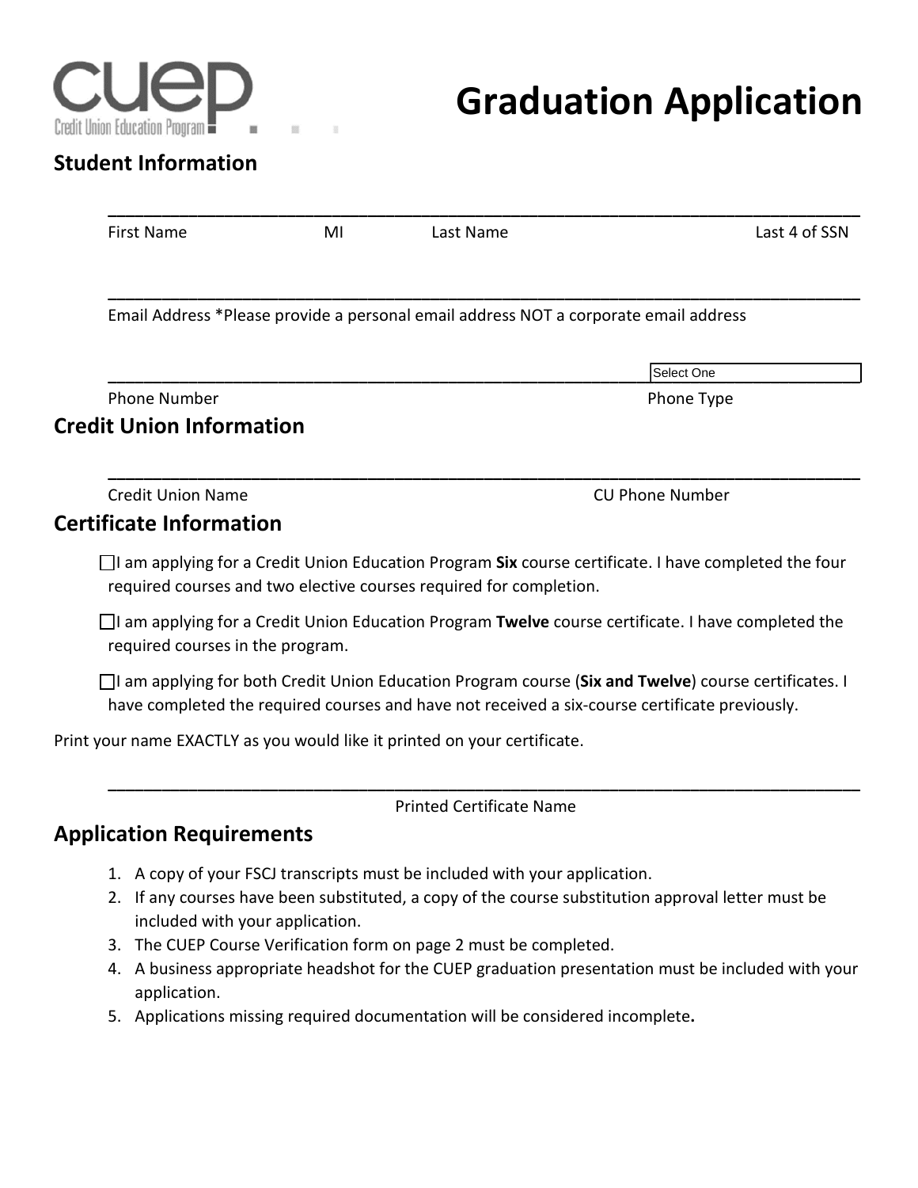CUEP
Credit Union Education Program

# Graduation Application

## Student Information

_______________________________________________________________________________

First Name MI Last Name Last 4 of SSN

_______________________________________________________________________________

Email Address *Please provide a personal email address NOT a corporate email address

_______________________________________________________________ Select One

Phone Number Phone Type

## Credit Union Information

_______________________________________________________________________________

Credit Union Name CU Phone Number

## Certificate Information

☐ I am applying for a Credit Union Education Program **Six** course certificate. I have completed the four required courses and two elective courses required for completion.

☐ I am applying for a Credit Union Education Program **Twelve** course certificate. I have completed the required courses in the program.

☐ I am applying for both Credit Union Education Program course (**Six and Twelve**) course certificates. I have completed the required courses and have not received a six-course certificate previously.

Print your name EXACTLY as you would like it printed on your certificate.

_______________________________________________________________________________

Printed Certificate Name

## Application Requirements

1. A copy of your FSCJ transcripts must be included with your application.
2. If any courses have been substituted, a copy of the course substitution approval letter must be included with your application.
3. The CUEP Course Verification form on page 2 must be completed.
4. A business appropriate headshot for the CUEP graduation presentation must be included with your application.
5. Applications missing required documentation will be considered incomplete**.**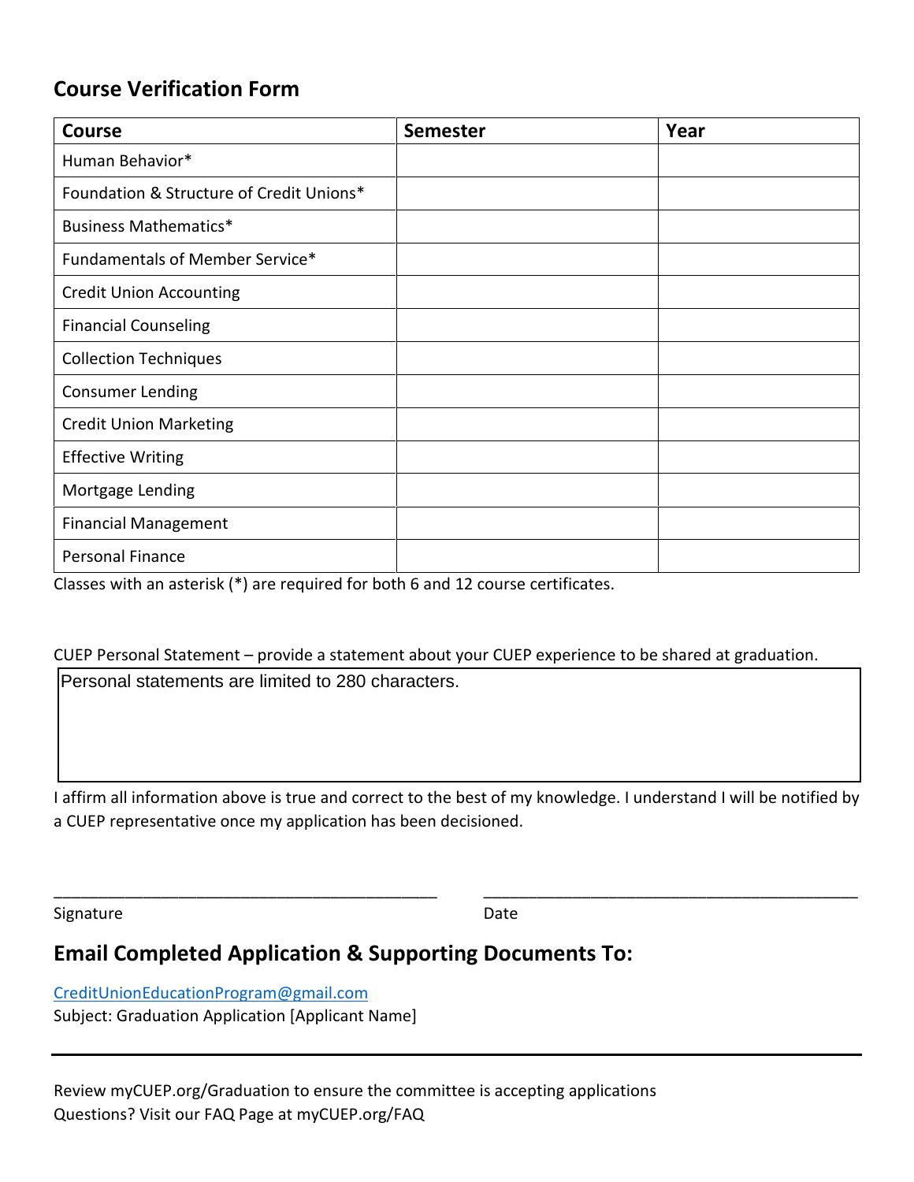## Course Verification Form

| Course | Semester | Year |
|---|---|---|
| Human Behavior* | | |
| Foundation & Structure of Credit Unions* | | |
| Business Mathematics* | | |
| Fundamentals of Member Service* | | |
| Credit Union Accounting | | |
| Financial Counseling | | |
| Collection Techniques | | |
| Consumer Lending | | |
| Credit Union Marketing | | |
| Effective Writing | | |
| Mortgage Lending | | |
| Financial Management | | |
| Personal Finance | | |

Classes with an asterisk (*) are required for both 6 and 12 course certificates.

CUEP Personal Statement – provide a statement about your CUEP experience to be shared at graduation.

Personal statements are limited to 280 characters.

I affirm all information above is true and correct to the best of my knowledge. I understand I will be notified by a CUEP representative once my application has been decisioned.

\_\_\_\_\_\_\_\_\_\_\_\_\_\_\_\_\_\_\_\_\_\_\_\_\_\_\_\_\_\_\_\_\_\_\_\_\_\_\_\_\_\_\_\_ \_\_\_\_\_\_\_\_\_\_\_\_\_\_\_\_\_\_\_\_\_\_\_\_\_\_\_\_\_\_\_\_\_\_\_\_\_\_\_\_\_\_\_\_

Signature Date

## Email Completed Application & Supporting Documents To:

CreditUnionEducationProgram@gmail.com
Subject: Graduation Application [Applicant Name]

---

Review myCUEP.org/Graduation to ensure the committee is accepting applications
Questions? Visit our FAQ Page at myCUEP.org/FAQ